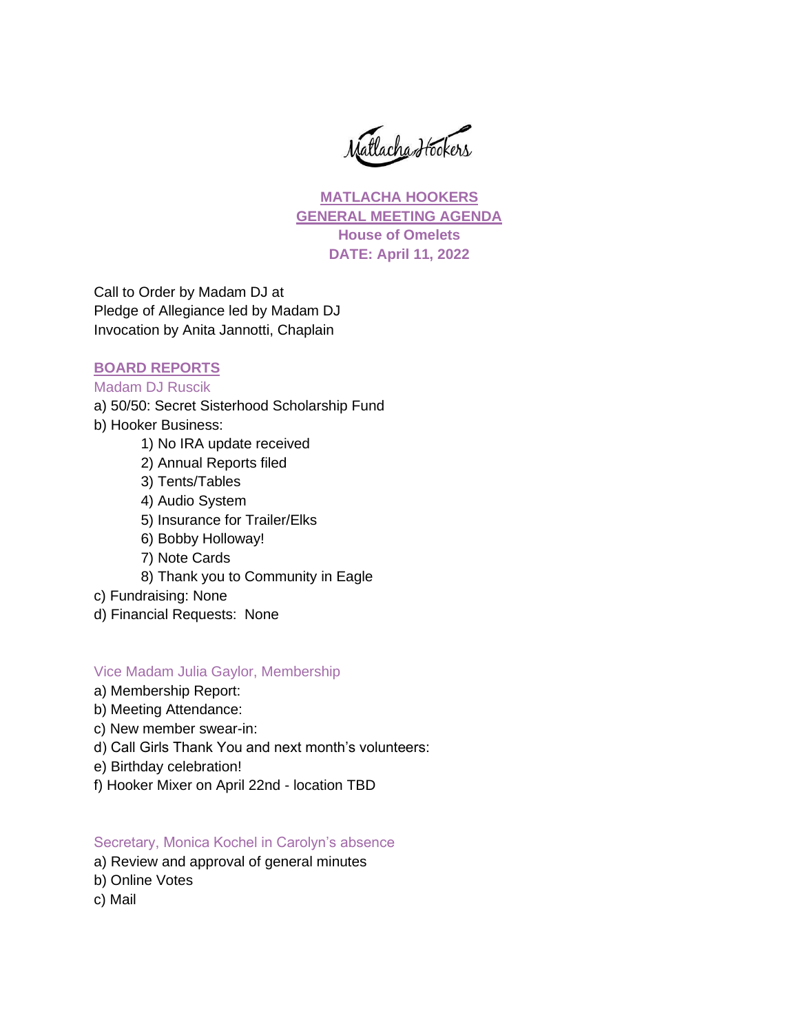Matlacha Hookers

# MATLACHA HOOKERS
## GENERAL MEETING AGENDA
**House of Omelets**
**DATE: April 11, 2022**

Call to Order by Madam DJ at
Pledge of Allegiance led by Madam DJ
Invocation by Anita Jannotti, Chaplain

## BOARD REPORTS

### Madam DJ Ruscik

a) 50/50: Secret Sisterhood Scholarship Fund
b) Hooker Business:
   1) No IRA update received
   2) Annual Reports filed
   3) Tents/Tables
   4) Audio System
   5) Insurance for Trailer/Elks
   6) Bobby Holloway!
   7) Note Cards
   8) Thank you to Community in Eagle
c) Fundraising: None
d) Financial Requests: None

### Vice Madam Julia Gaylor, Membership

a) Membership Report:
b) Meeting Attendance:
c) New member swear-in:
d) Call Girls Thank You and next month's volunteers:
e) Birthday celebration!
f) Hooker Mixer on April 22nd - location TBD

### Secretary, Monica Kochel in Carolyn's absence

a) Review and approval of general minutes
b) Online Votes
c) Mail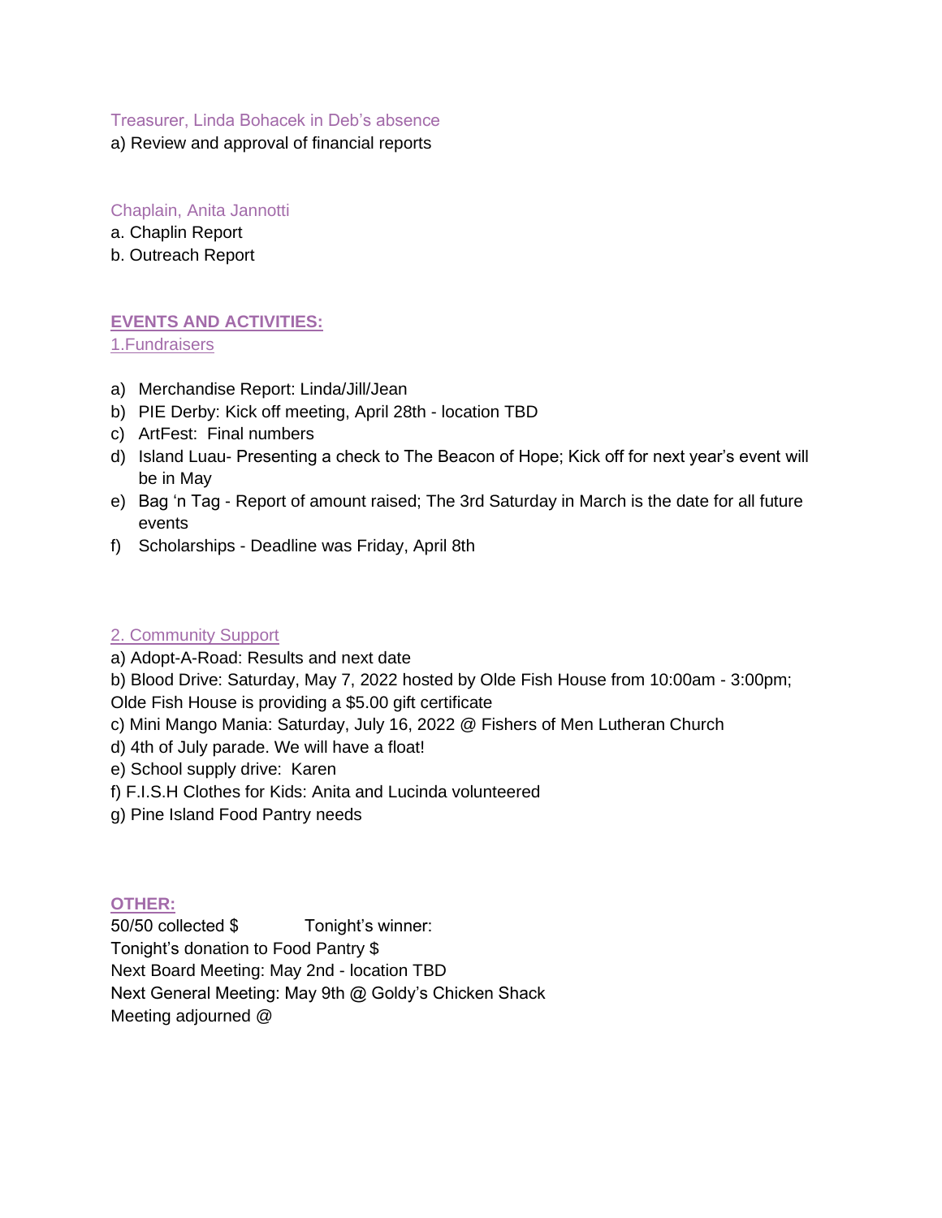Treasurer, Linda Bohacek in Deb's absence

a) Review and approval of financial reports

Chaplain, Anita Jannotti

a. Chaplin Report
b. Outreach Report

## EVENTS AND ACTIVITIES:

### 1.Fundraisers

a) Merchandise Report: Linda/Jill/Jean
b) PIE Derby: Kick off meeting, April 28th - location TBD
c) ArtFest: Final numbers
d) Island Luau- Presenting a check to The Beacon of Hope; Kick off for next year's event will be in May
e) Bag 'n Tag - Report of amount raised; The 3rd Saturday in March is the date for all future events
f) Scholarships - Deadline was Friday, April 8th

### 2. Community Support

a) Adopt-A-Road: Results and next date
b) Blood Drive: Saturday, May 7, 2022 hosted by Olde Fish House from 10:00am - 3:00pm; Olde Fish House is providing a $5.00 gift certificate
c) Mini Mango Mania: Saturday, July 16, 2022 @ Fishers of Men Lutheran Church
d) 4th of July parade. We will have a float!
e) School supply drive: Karen
f) F.I.S.H Clothes for Kids: Anita and Lucinda volunteered
g) Pine Island Food Pantry needs

## OTHER:

50/50 collected $ Tonight's winner:
Tonight's donation to Food Pantry $
Next Board Meeting: May 2nd - location TBD
Next General Meeting: May 9th @ Goldy's Chicken Shack
Meeting adjourned @